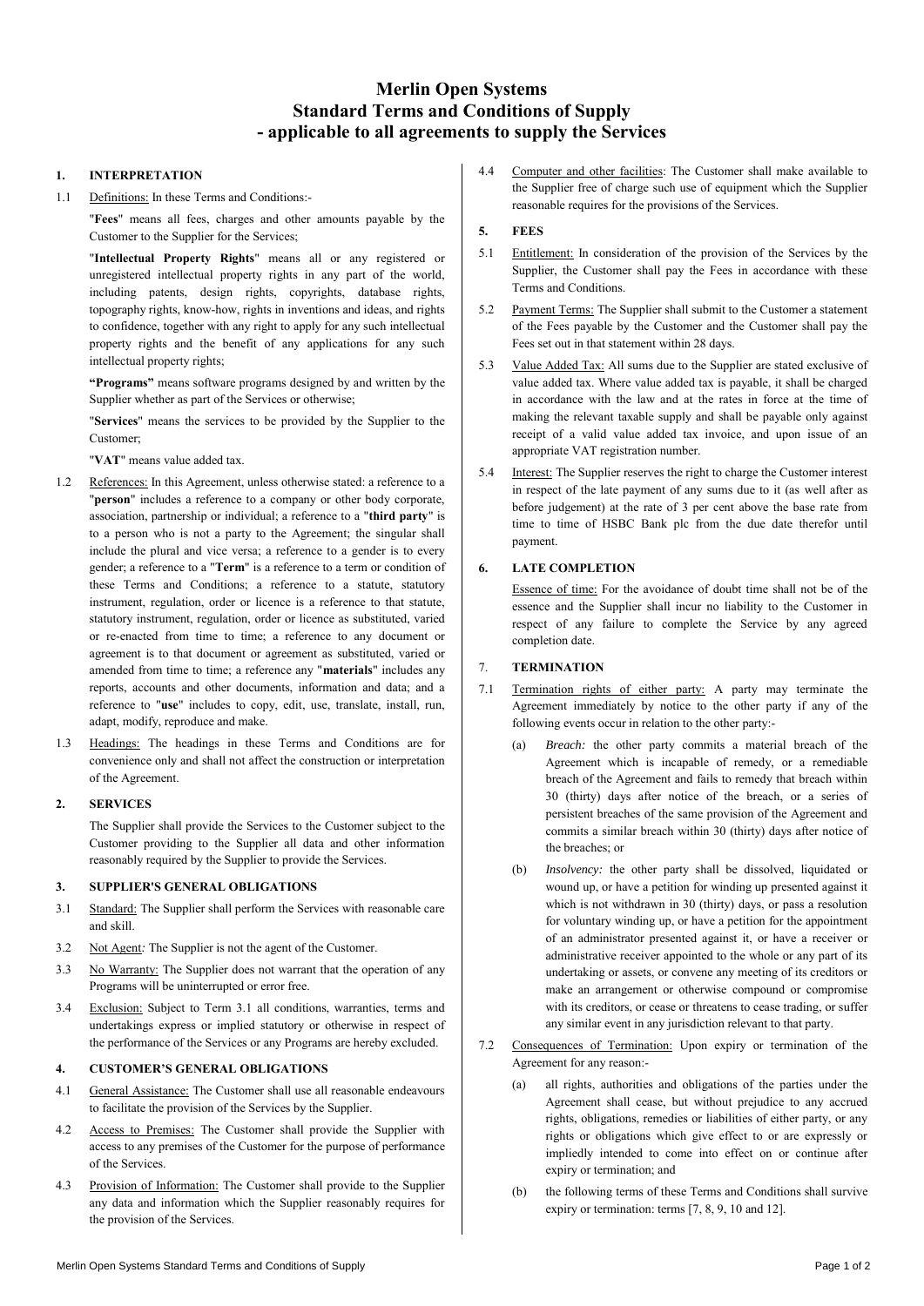# Merlin Open Systems
# Standard Terms and Conditions of Supply
# - applicable to all agreements to supply the Services

## 1. INTERPRETATION

1.1 Definitions: In these Terms and Conditions:-

"**Fees**" means all fees, charges and other amounts payable by the Customer to the Supplier for the Services;

"**Intellectual Property Rights**" means all or any registered or unregistered intellectual property rights in any part of the world, including patents, design rights, copyrights, database rights, topography rights, know-how, rights in inventions and ideas, and rights to confidence, together with any right to apply for any such intellectual property rights and the benefit of any applications for any such intellectual property rights;

**"Programs"** means software programs designed by and written by the Supplier whether as part of the Services or otherwise;

"**Services**" means the services to be provided by the Supplier to the Customer;

"**VAT**" means value added tax.

1.2 References: In this Agreement, unless otherwise stated: a reference to a "**person**" includes a reference to a company or other body corporate, association, partnership or individual; a reference to a "**third party**" is to a person who is not a party to the Agreement; the singular shall include the plural and vice versa; a reference to a gender is to every gender; a reference to a "**Term**" is a reference to a term or condition of these Terms and Conditions; a reference to a statute, statutory instrument, regulation, order or licence is a reference to that statute, statutory instrument, regulation, order or licence as substituted, varied or re-enacted from time to time; a reference to any document or agreement is to that document or agreement as substituted, varied or amended from time to time; a reference any "**materials**" includes any reports, accounts and other documents, information and data; and a reference to "**use**" includes to copy, edit, use, translate, install, run, adapt, modify, reproduce and make.

1.3 Headings: The headings in these Terms and Conditions are for convenience only and shall not affect the construction or interpretation of the Agreement.

## 2. SERVICES

The Supplier shall provide the Services to the Customer subject to the Customer providing to the Supplier all data and other information reasonably required by the Supplier to provide the Services.

## 3. SUPPLIER'S GENERAL OBLIGATIONS

3.1 Standard: The Supplier shall perform the Services with reasonable care and skill.

3.2 Not Agent*:* The Supplier is not the agent of the Customer.

3.3 No Warranty: The Supplier does not warrant that the operation of any Programs will be uninterrupted or error free.

3.4 Exclusion: Subject to Term 3.1 all conditions, warranties, terms and undertakings express or implied statutory or otherwise in respect of the performance of the Services or any Programs are hereby excluded.

## 4. CUSTOMER'S GENERAL OBLIGATIONS

4.1 General Assistance: The Customer shall use all reasonable endeavours to facilitate the provision of the Services by the Supplier.

4.2 Access to Premises: The Customer shall provide the Supplier with access to any premises of the Customer for the purpose of performance of the Services.

4.3 Provision of Information: The Customer shall provide to the Supplier any data and information which the Supplier reasonably requires for the provision of the Services.

4.4 Computer and other facilities: The Customer shall make available to the Supplier free of charge such use of equipment which the Supplier reasonable requires for the provisions of the Services.

## 5. FEES

5.1 Entitlement: In consideration of the provision of the Services by the Supplier, the Customer shall pay the Fees in accordance with these Terms and Conditions.

5.2 Payment Terms: The Supplier shall submit to the Customer a statement of the Fees payable by the Customer and the Customer shall pay the Fees set out in that statement within 28 days.

5.3 Value Added Tax: All sums due to the Supplier are stated exclusive of value added tax. Where value added tax is payable, it shall be charged in accordance with the law and at the rates in force at the time of making the relevant taxable supply and shall be payable only against receipt of a valid value added tax invoice, and upon issue of an appropriate VAT registration number.

5.4 Interest: The Supplier reserves the right to charge the Customer interest in respect of the late payment of any sums due to it (as well after as before judgement) at the rate of 3 per cent above the base rate from time to time of HSBC Bank plc from the due date therefor until payment.

## 6. LATE COMPLETION

Essence of time: For the avoidance of doubt time shall not be of the essence and the Supplier shall incur no liability to the Customer in respect of any failure to complete the Service by any agreed completion date.

## 7. TERMINATION

7.1 Termination rights of either party: A party may terminate the Agreement immediately by notice to the other party if any of the following events occur in relation to the other party:-

(a) *Breach:* the other party commits a material breach of the Agreement which is incapable of remedy, or a remediable breach of the Agreement and fails to remedy that breach within 30 (thirty) days after notice of the breach, or a series of persistent breaches of the same provision of the Agreement and commits a similar breach within 30 (thirty) days after notice of the breaches; or

(b) *Insolvency:* the other party shall be dissolved, liquidated or wound up, or have a petition for winding up presented against it which is not withdrawn in 30 (thirty) days, or pass a resolution for voluntary winding up, or have a petition for the appointment of an administrator presented against it, or have a receiver or administrative receiver appointed to the whole or any part of its undertaking or assets, or convene any meeting of its creditors or make an arrangement or otherwise compound or compromise with its creditors, or cease or threatens to cease trading, or suffer any similar event in any jurisdiction relevant to that party.

7.2 Consequences of Termination: Upon expiry or termination of the Agreement for any reason:-

(a) all rights, authorities and obligations of the parties under the Agreement shall cease, but without prejudice to any accrued rights, obligations, remedies or liabilities of either party, or any rights or obligations which give effect to or are expressly or impliedly intended to come into effect on or continue after expiry or termination; and

(b) the following terms of these Terms and Conditions shall survive expiry or termination: terms [7, 8, 9, 10 and 12].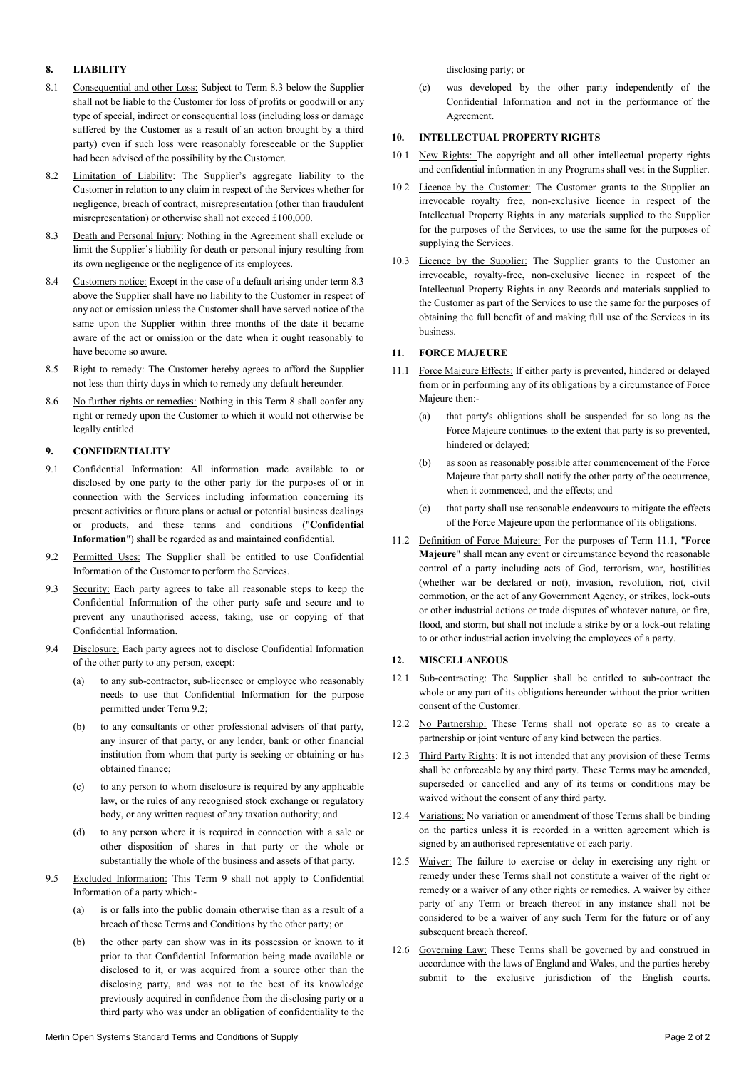## 8. LIABILITY

8.1 Consequential and other Loss: Subject to Term 8.3 below the Supplier shall not be liable to the Customer for loss of profits or goodwill or any type of special, indirect or consequential loss (including loss or damage suffered by the Customer as a result of an action brought by a third party) even if such loss were reasonably foreseeable or the Supplier had been advised of the possibility by the Customer.

8.2 Limitation of Liability: The Supplier's aggregate liability to the Customer in relation to any claim in respect of the Services whether for negligence, breach of contract, misrepresentation (other than fraudulent misrepresentation) or otherwise shall not exceed £100,000.

8.3 Death and Personal Injury: Nothing in the Agreement shall exclude or limit the Supplier's liability for death or personal injury resulting from its own negligence or the negligence of its employees.

8.4 Customers notice: Except in the case of a default arising under term 8.3 above the Supplier shall have no liability to the Customer in respect of any act or omission unless the Customer shall have served notice of the same upon the Supplier within three months of the date it became aware of the act or omission or the date when it ought reasonably to have become so aware.

8.5 Right to remedy: The Customer hereby agrees to afford the Supplier not less than thirty days in which to remedy any default hereunder.

8.6 No further rights or remedies: Nothing in this Term 8 shall confer any right or remedy upon the Customer to which it would not otherwise be legally entitled.

## 9. CONFIDENTIALITY

9.1 Confidential Information: All information made available to or disclosed by one party to the other party for the purposes of or in connection with the Services including information concerning its present activities or future plans or actual or potential business dealings or products, and these terms and conditions ("**Confidential Information**") shall be regarded as and maintained confidential.

9.2 Permitted Uses: The Supplier shall be entitled to use Confidential Information of the Customer to perform the Services.

9.3 Security: Each party agrees to take all reasonable steps to keep the Confidential Information of the other party safe and secure and to prevent any unauthorised access, taking, use or copying of that Confidential Information.

9.4 Disclosure: Each party agrees not to disclose Confidential Information of the other party to any person, except:

(a) to any sub-contractor, sub-licensee or employee who reasonably needs to use that Confidential Information for the purpose permitted under Term 9.2;

(b) to any consultants or other professional advisers of that party, any insurer of that party, or any lender, bank or other financial institution from whom that party is seeking or obtaining or has obtained finance;

(c) to any person to whom disclosure is required by any applicable law, or the rules of any recognised stock exchange or regulatory body, or any written request of any taxation authority; and

(d) to any person where it is required in connection with a sale or other disposition of shares in that party or the whole or substantially the whole of the business and assets of that party.

9.5 Excluded Information: This Term 9 shall not apply to Confidential Information of a party which:-

(a) is or falls into the public domain otherwise than as a result of a breach of these Terms and Conditions by the other party; or

(b) the other party can show was in its possession or known to it prior to that Confidential Information being made available or disclosed to it, or was acquired from a source other than the disclosing party, and was not to the best of its knowledge previously acquired in confidence from the disclosing party or a third party who was under an obligation of confidentiality to the disclosing party; or

(c) was developed by the other party independently of the Confidential Information and not in the performance of the Agreement.

## 10. INTELLECTUAL PROPERTY RIGHTS

10.1 New Rights: The copyright and all other intellectual property rights and confidential information in any Programs shall vest in the Supplier.

10.2 Licence by the Customer: The Customer grants to the Supplier an irrevocable royalty free, non-exclusive licence in respect of the Intellectual Property Rights in any materials supplied to the Supplier for the purposes of the Services, to use the same for the purposes of supplying the Services.

10.3 Licence by the Supplier: The Supplier grants to the Customer an irrevocable, royalty-free, non-exclusive licence in respect of the Intellectual Property Rights in any Records and materials supplied to the Customer as part of the Services to use the same for the purposes of obtaining the full benefit of and making full use of the Services in its business.

## 11. FORCE MAJEURE

11.1 Force Majeure Effects: If either party is prevented, hindered or delayed from or in performing any of its obligations by a circumstance of Force Majeure then:-

(a) that party's obligations shall be suspended for so long as the Force Majeure continues to the extent that party is so prevented, hindered or delayed;

(b) as soon as reasonably possible after commencement of the Force Majeure that party shall notify the other party of the occurrence, when it commenced, and the effects; and

(c) that party shall use reasonable endeavours to mitigate the effects of the Force Majeure upon the performance of its obligations.

11.2 Definition of Force Majeure: For the purposes of Term 11.1, "**Force Majeure**" shall mean any event or circumstance beyond the reasonable control of a party including acts of God, terrorism, war, hostilities (whether war be declared or not), invasion, revolution, riot, civil commotion, or the act of any Government Agency, or strikes, lock-outs or other industrial actions or trade disputes of whatever nature, or fire, flood, and storm, but shall not include a strike by or a lock-out relating to or other industrial action involving the employees of a party.

## 12. MISCELLANEOUS

12.1 Sub-contracting: The Supplier shall be entitled to sub-contract the whole or any part of its obligations hereunder without the prior written consent of the Customer.

12.2 No Partnership: These Terms shall not operate so as to create a partnership or joint venture of any kind between the parties.

12.3 Third Party Rights: It is not intended that any provision of these Terms shall be enforceable by any third party. These Terms may be amended, superseded or cancelled and any of its terms or conditions may be waived without the consent of any third party.

12.4 Variations: No variation or amendment of those Terms shall be binding on the parties unless it is recorded in a written agreement which is signed by an authorised representative of each party.

12.5 Waiver: The failure to exercise or delay in exercising any right or remedy under these Terms shall not constitute a waiver of the right or remedy or a waiver of any other rights or remedies. A waiver by either party of any Term or breach thereof in any instance shall not be considered to be a waiver of any such Term for the future or of any subsequent breach thereof.

12.6 Governing Law: These Terms shall be governed by and construed in accordance with the laws of England and Wales, and the parties hereby submit to the exclusive jurisdiction of the English courts.

Merlin Open Systems Standard Terms and Conditions of Supply